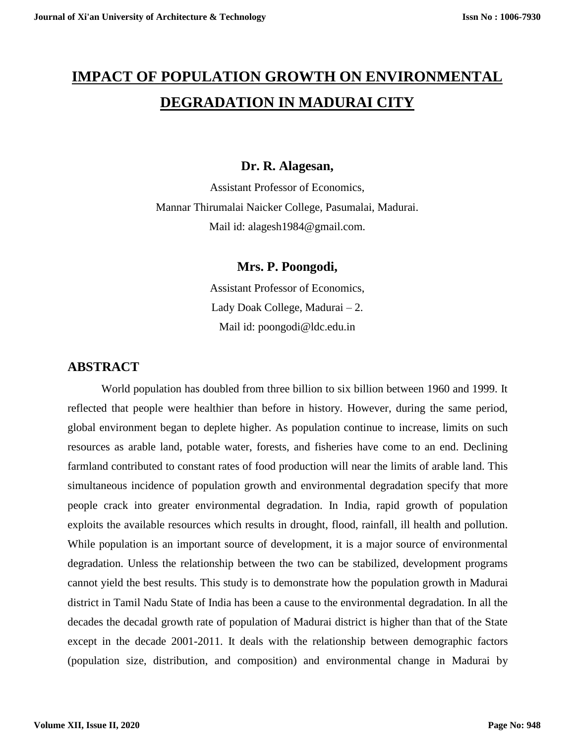# IMPACT OF POPULATION GROWTH ON ENVIRONMENTAL DEGRADATION IN MADURAI CITY

**Dr. R. Alagesan,**

Assistant Professor of Economics,
Mannar Thirumalai Naicker College, Pasumalai, Madurai.
Mail id: alagesh1984@gmail.com.

**Mrs. P. Poongodi,**

Assistant Professor of Economics,
Lady Doak College, Madurai – 2.
Mail id: poongodi@ldc.edu.in

## ABSTRACT

World population has doubled from three billion to six billion between 1960 and 1999. It reflected that people were healthier than before in history. However, during the same period, global environment began to deplete higher. As population continue to increase, limits on such resources as arable land, potable water, forests, and fisheries have come to an end. Declining farmland contributed to constant rates of food production will near the limits of arable land. This simultaneous incidence of population growth and environmental degradation specify that more people crack into greater environmental degradation. In India, rapid growth of population exploits the available resources which results in drought, flood, rainfall, ill health and pollution. While population is an important source of development, it is a major source of environmental degradation. Unless the relationship between the two can be stabilized, development programs cannot yield the best results. This study is to demonstrate how the population growth in Madurai district in Tamil Nadu State of India has been a cause to the environmental degradation. In all the decades the decadal growth rate of population of Madurai district is higher than that of the State except in the decade 2001-2011. It deals with the relationship between demographic factors (population size, distribution, and composition) and environmental change in Madurai by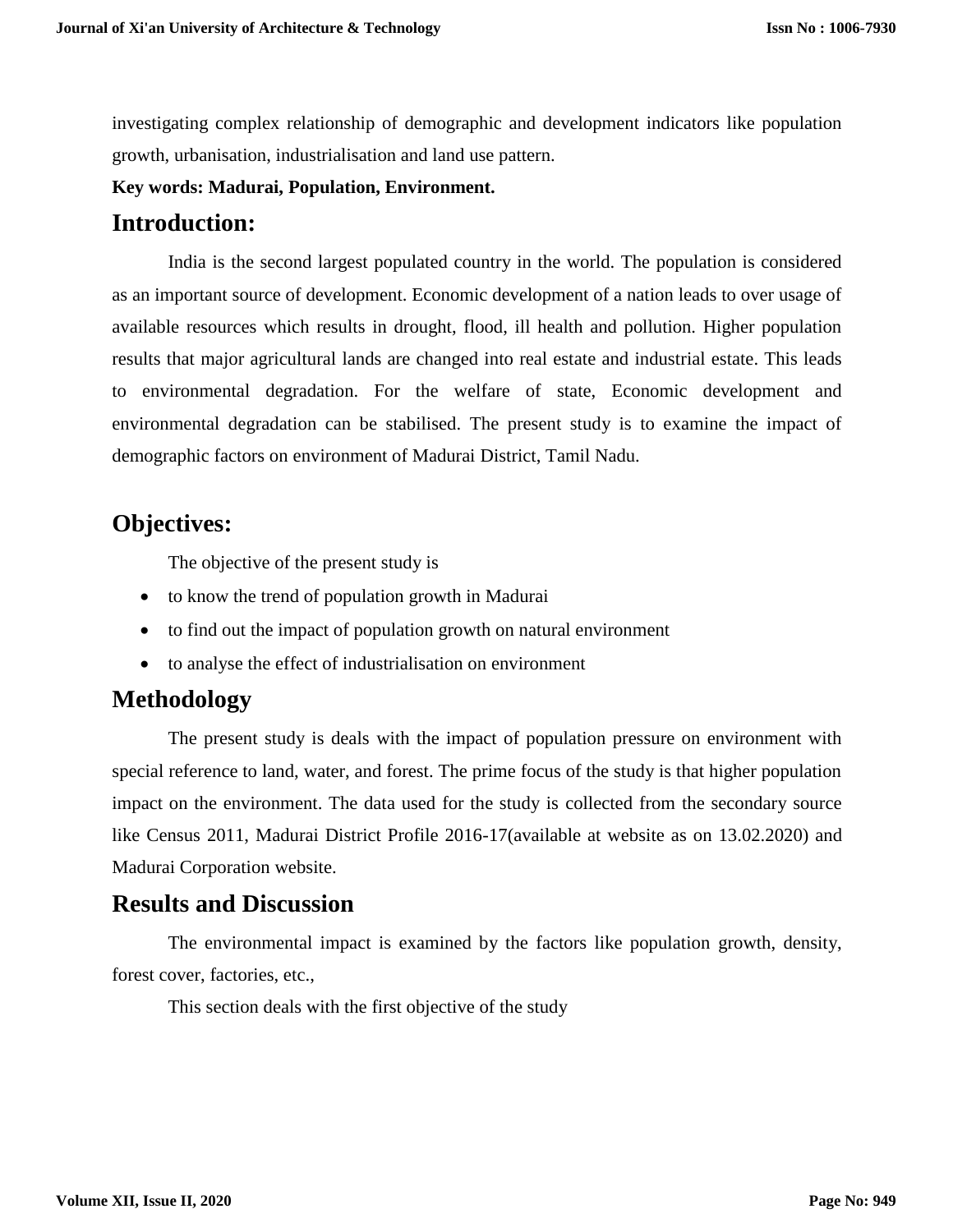investigating complex relationship of demographic and development indicators like population growth, urbanisation, industrialisation and land use pattern.

**Key words: Madurai, Population, Environment.**

## Introduction:

India is the second largest populated country in the world. The population is considered as an important source of development. Economic development of a nation leads to over usage of available resources which results in drought, flood, ill health and pollution. Higher population results that major agricultural lands are changed into real estate and industrial estate. This leads to environmental degradation. For the welfare of state, Economic development and environmental degradation can be stabilised. The present study is to examine the impact of demographic factors on environment of Madurai District, Tamil Nadu.

## Objectives:

The objective of the present study is

- to know the trend of population growth in Madurai
- to find out the impact of population growth on natural environment
- to analyse the effect of industrialisation on environment

## Methodology

The present study is deals with the impact of population pressure on environment with special reference to land, water, and forest. The prime focus of the study is that higher population impact on the environment. The data used for the study is collected from the secondary source like Census 2011, Madurai District Profile 2016-17(available at website as on 13.02.2020) and Madurai Corporation website.

## Results and Discussion

The environmental impact is examined by the factors like population growth, density, forest cover, factories, etc.,

This section deals with the first objective of the study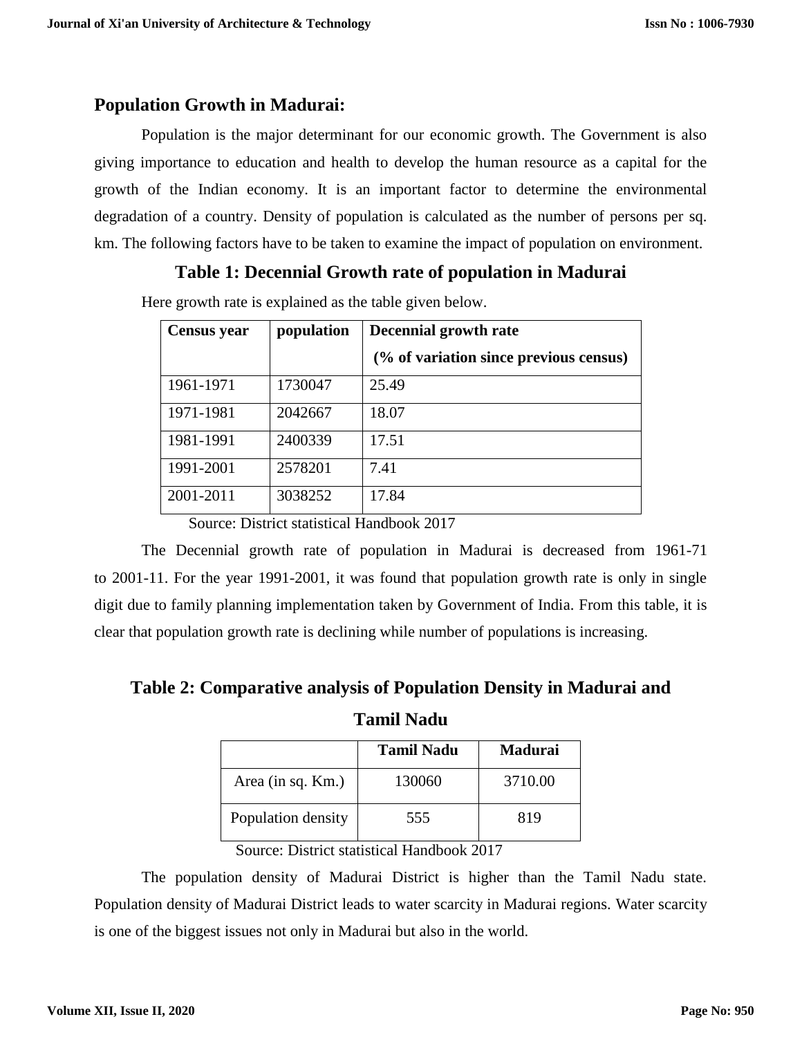## Population Growth in Madurai:

Population is the major determinant for our economic growth. The Government is also giving importance to education and health to develop the human resource as a capital for the growth of the Indian economy. It is an important factor to determine the environmental degradation of a country. Density of population is calculated as the number of persons per sq. km. The following factors have to be taken to examine the impact of population on environment.

### Table 1: Decennial Growth rate of population in Madurai

Here growth rate is explained as the table given below.

| Census year | population | Decennial growth rate (% of variation since previous census) |
|---|---|---|
| 1961-1971 | 1730047 | 25.49 |
| 1971-1981 | 2042667 | 18.07 |
| 1981-1991 | 2400339 | 17.51 |
| 1991-2001 | 2578201 | 7.41 |
| 2001-2011 | 3038252 | 17.84 |

Source: District statistical Handbook 2017

The Decennial growth rate of population in Madurai is decreased from 1961-71 to 2001-11. For the year 1991-2001, it was found that population growth rate is only in single digit due to family planning implementation taken by Government of India. From this table, it is clear that population growth rate is declining while number of populations is increasing.

### Table 2: Comparative analysis of Population Density in Madurai and Tamil Nadu

| | Tamil Nadu | Madurai |
|---|---|---|
| Area (in sq. Km.) | 130060 | 3710.00 |
| Population density | 555 | 819 |

Source: District statistical Handbook 2017

The population density of Madurai District is higher than the Tamil Nadu state. Population density of Madurai District leads to water scarcity in Madurai regions. Water scarcity is one of the biggest issues not only in Madurai but also in the world.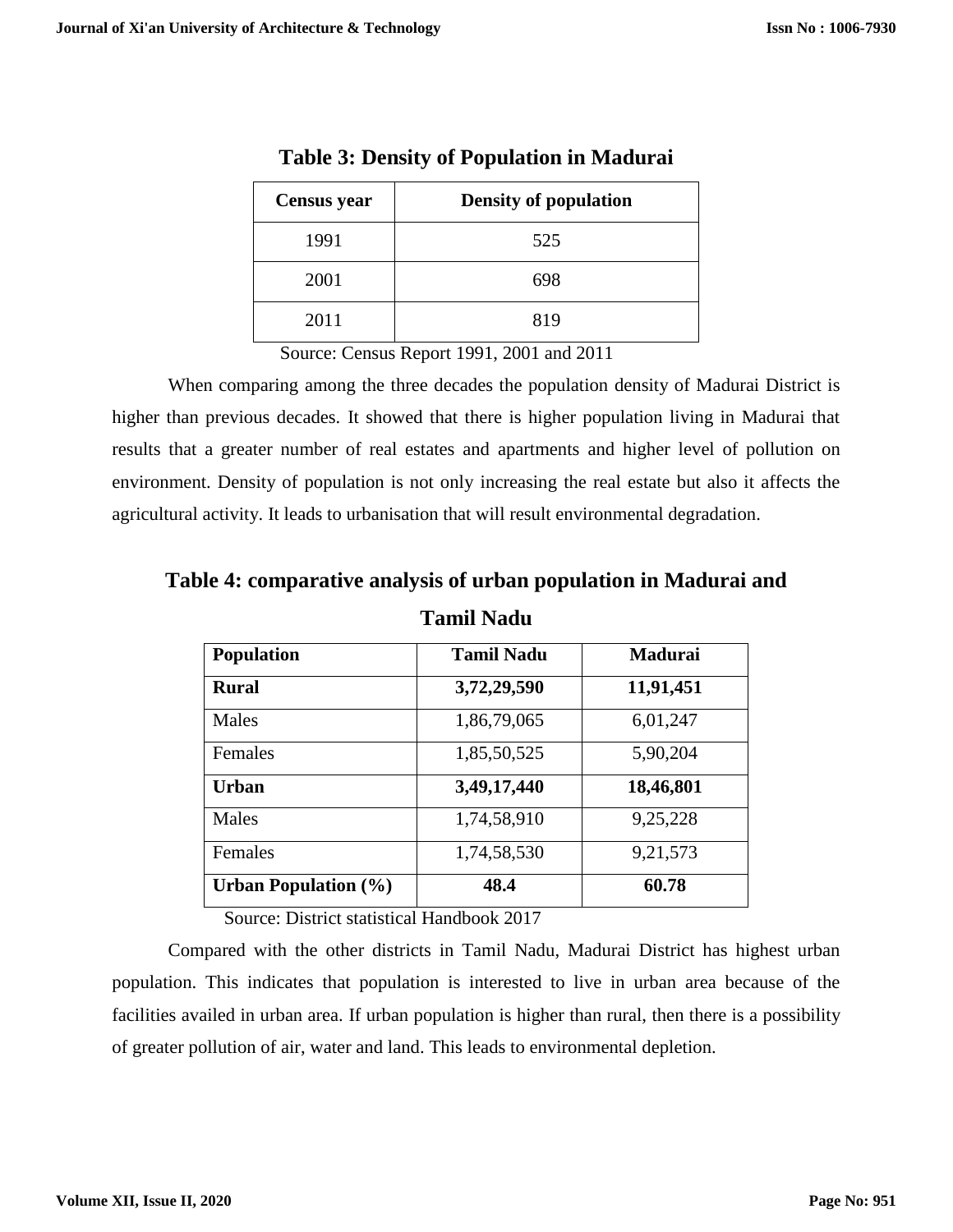**Table 3: Density of Population in Madurai**

| Census year | Density of population |
|---|---|
| 1991 | 525 |
| 2001 | 698 |
| 2011 | 819 |

Source: Census Report 1991, 2001 and 2011

When comparing among the three decades the population density of Madurai District is higher than previous decades. It showed that there is higher population living in Madurai that results that a greater number of real estates and apartments and higher level of pollution on environment. Density of population is not only increasing the real estate but also it affects the agricultural activity. It leads to urbanisation that will result environmental degradation.

**Table 4: comparative analysis of urban population in Madurai and Tamil Nadu**

| Population | Tamil Nadu | Madurai |
|---|---|---|
| **Rural** | **3,72,29,590** | **11,91,451** |
| Males | 1,86,79,065 | 6,01,247 |
| Females | 1,85,50,525 | 5,90,204 |
| **Urban** | **3,49,17,440** | **18,46,801** |
| Males | 1,74,58,910 | 9,25,228 |
| Females | 1,74,58,530 | 9,21,573 |
| **Urban Population (%)** | **48.4** | **60.78** |

Source: District statistical Handbook 2017

Compared with the other districts in Tamil Nadu, Madurai District has highest urban population. This indicates that population is interested to live in urban area because of the facilities availed in urban area. If urban population is higher than rural, then there is a possibility of greater pollution of air, water and land. This leads to environmental depletion.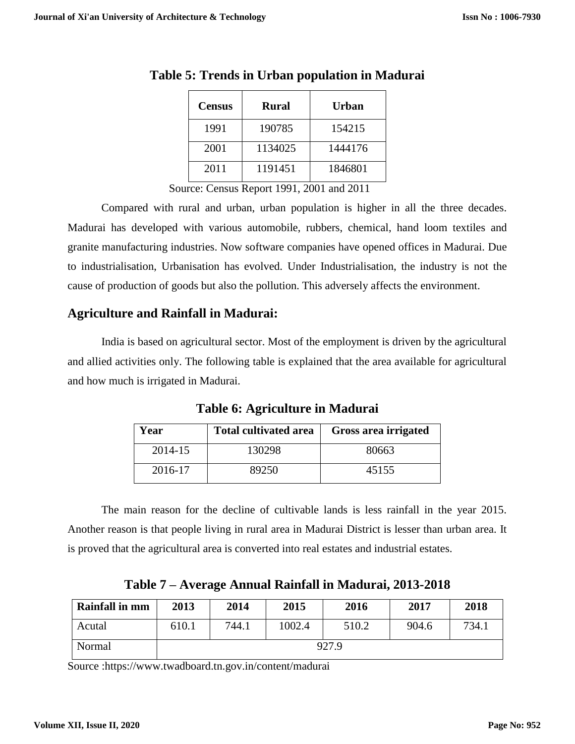**Table 5: Trends in Urban population in Madurai**

| Census | Rural | Urban |
|---|---|---|
| 1991 | 190785 | 154215 |
| 2001 | 1134025 | 1444176 |
| 2011 | 1191451 | 1846801 |

Source: Census Report 1991, 2001 and 2011

Compared with rural and urban, urban population is higher in all the three decades. Madurai has developed with various automobile, rubbers, chemical, hand loom textiles and granite manufacturing industries. Now software companies have opened offices in Madurai. Due to industrialisation, Urbanisation has evolved. Under Industrialisation, the industry is not the cause of production of goods but also the pollution. This adversely affects the environment.

## Agriculture and Rainfall in Madurai:

India is based on agricultural sector. Most of the employment is driven by the agricultural and allied activities only. The following table is explained that the area available for agricultural and how much is irrigated in Madurai.

**Table 6: Agriculture in Madurai**

| Year | Total cultivated area | Gross area irrigated |
|---|---|---|
| 2014-15 | 130298 | 80663 |
| 2016-17 | 89250 | 45155 |

The main reason for the decline of cultivable lands is less rainfall in the year 2015. Another reason is that people living in rural area in Madurai District is lesser than urban area. It is proved that the agricultural area is converted into real estates and industrial estates.

**Table 7 – Average Annual Rainfall in Madurai, 2013-2018**

| Rainfall in mm | 2013 | 2014 | 2015 | 2016 | 2017 | 2018 |
|---|---|---|---|---|---|---|
| Acutal | 610.1 | 744.1 | 1002.4 | 510.2 | 904.6 | 734.1 |
| Normal | 927.9 | | | | | |

Source :https://www.twadboard.tn.gov.in/content/madurai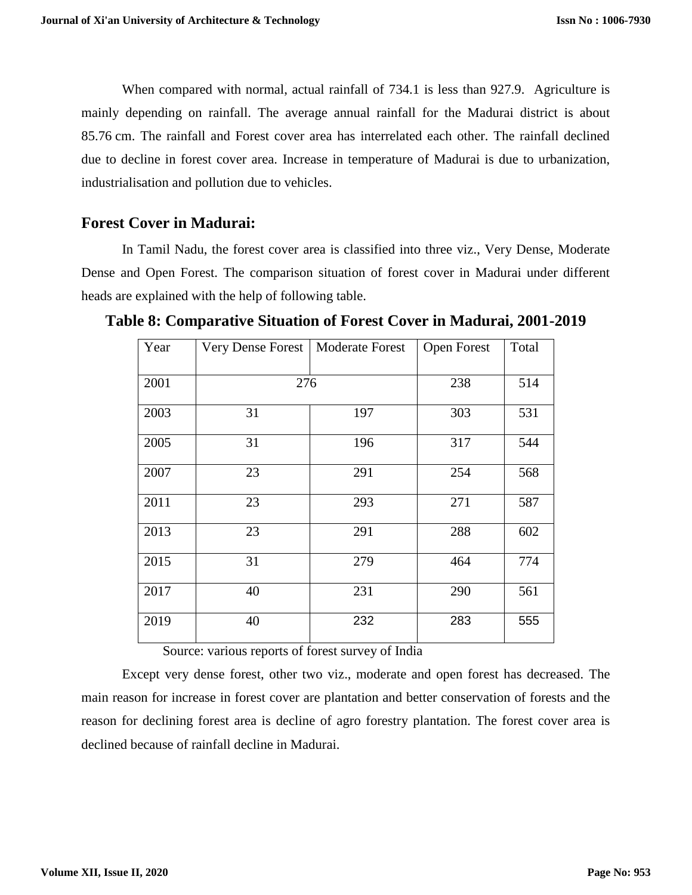When compared with normal, actual rainfall of 734.1 is less than 927.9. Agriculture is mainly depending on rainfall. The average annual rainfall for the Madurai district is about 85.76 cm. The rainfall and Forest cover area has interrelated each other. The rainfall declined due to decline in forest cover area. Increase in temperature of Madurai is due to urbanization, industrialisation and pollution due to vehicles.

## Forest Cover in Madurai:

In Tamil Nadu, the forest cover area is classified into three viz., Very Dense, Moderate Dense and Open Forest. The comparison situation of forest cover in Madurai under different heads are explained with the help of following table.

**Table 8: Comparative Situation of Forest Cover in Madurai, 2001-2019**

| Year | Very Dense Forest | Moderate Forest | Open Forest | Total |
|---|---|---|---|---|
| 2001 | 276 | | 238 | 514 |
| 2003 | 31 | 197 | 303 | 531 |
| 2005 | 31 | 196 | 317 | 544 |
| 2007 | 23 | 291 | 254 | 568 |
| 2011 | 23 | 293 | 271 | 587 |
| 2013 | 23 | 291 | 288 | 602 |
| 2015 | 31 | 279 | 464 | 774 |
| 2017 | 40 | 231 | 290 | 561 |
| 2019 | 40 | 232 | 283 | 555 |

Source: various reports of forest survey of India

Except very dense forest, other two viz., moderate and open forest has decreased. The main reason for increase in forest cover are plantation and better conservation of forests and the reason for declining forest area is decline of agro forestry plantation. The forest cover area is declined because of rainfall decline in Madurai.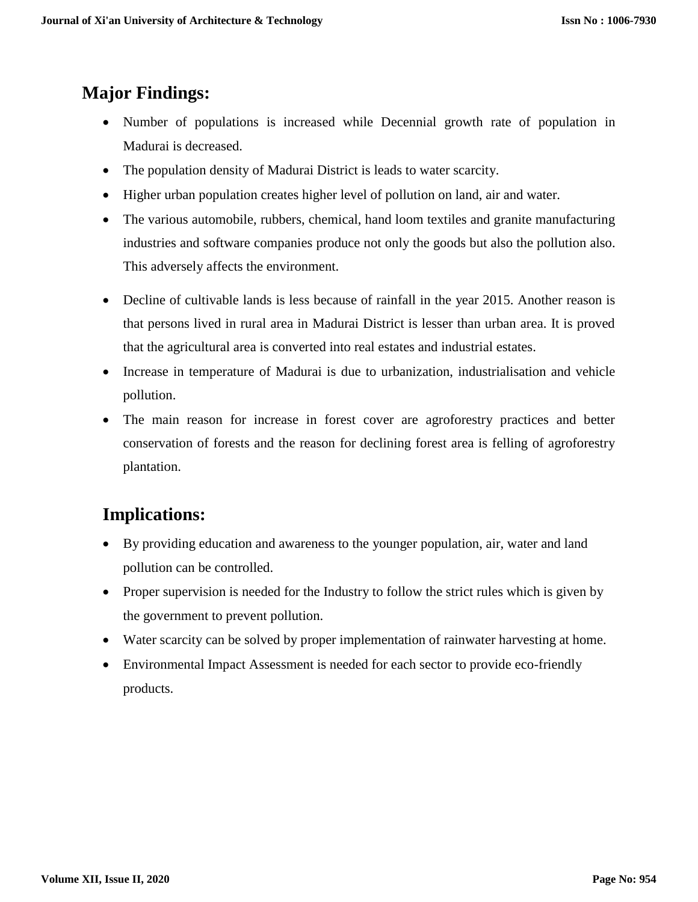## Major Findings:

- Number of populations is increased while Decennial growth rate of population in Madurai is decreased.
- The population density of Madurai District is leads to water scarcity.
- Higher urban population creates higher level of pollution on land, air and water.
- The various automobile, rubbers, chemical, hand loom textiles and granite manufacturing industries and software companies produce not only the goods but also the pollution also. This adversely affects the environment.
- Decline of cultivable lands is less because of rainfall in the year 2015. Another reason is that persons lived in rural area in Madurai District is lesser than urban area. It is proved that the agricultural area is converted into real estates and industrial estates.
- Increase in temperature of Madurai is due to urbanization, industrialisation and vehicle pollution.
- The main reason for increase in forest cover are agroforestry practices and better conservation of forests and the reason for declining forest area is felling of agroforestry plantation.

## Implications:

- By providing education and awareness to the younger population, air, water and land pollution can be controlled.
- Proper supervision is needed for the Industry to follow the strict rules which is given by the government to prevent pollution.
- Water scarcity can be solved by proper implementation of rainwater harvesting at home.
- Environmental Impact Assessment is needed for each sector to provide eco-friendly products.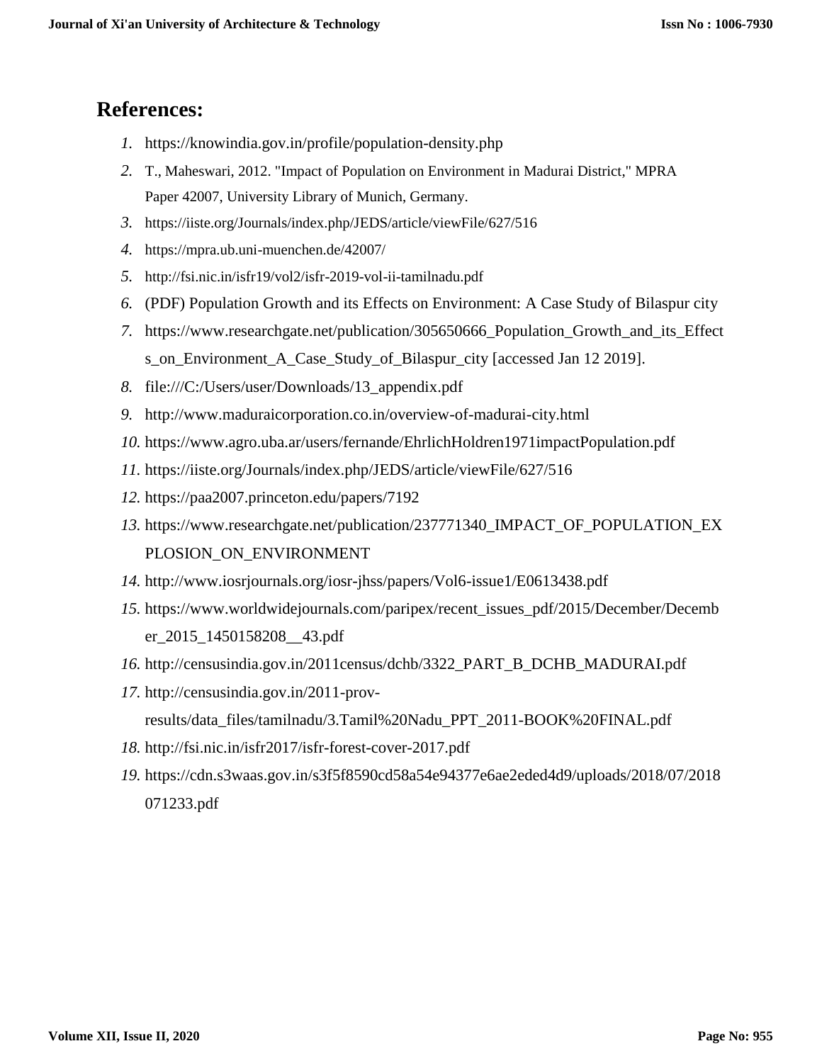## References:

1. https://knowindia.gov.in/profile/population-density.php
2. T., Maheswari, 2012. "Impact of Population on Environment in Madurai District," MPRA Paper 42007, University Library of Munich, Germany.
3. https://iiste.org/Journals/index.php/JEDS/article/viewFile/627/516
4. https://mpra.ub.uni-muenchen.de/42007/
5. http://fsi.nic.in/isfr19/vol2/isfr-2019-vol-ii-tamilnadu.pdf
6. (PDF) Population Growth and its Effects on Environment: A Case Study of Bilaspur city
7. https://www.researchgate.net/publication/305650666_Population_Growth_and_its_Effects_on_Environment_A_Case_Study_of_Bilaspur_city [accessed Jan 12 2019].
8. file:///C:/Users/user/Downloads/13_appendix.pdf
9. http://www.maduraicorporation.co.in/overview-of-madurai-city.html
10. https://www.agro.uba.ar/users/fernande/EhrlichHoldren1971impactPopulation.pdf
11. https://iiste.org/Journals/index.php/JEDS/article/viewFile/627/516
12. https://paa2007.princeton.edu/papers/7192
13. https://www.researchgate.net/publication/237771340_IMPACT_OF_POPULATION_EXPLOSION_ON_ENVIRONMENT
14. http://www.iosrjournals.org/iosr-jhss/papers/Vol6-issue1/E0613438.pdf
15. https://www.worldwidejournals.com/paripex/recent_issues_pdf/2015/December/December_2015_1450158208__43.pdf
16. http://censusindia.gov.in/2011census/dchb/3322_PART_B_DCHB_MADURAI.pdf
17. http://censusindia.gov.in/2011-prov-results/data_files/tamilnadu/3.Tamil%20Nadu_PPT_2011-BOOK%20FINAL.pdf
18. http://fsi.nic.in/isfr2017/isfr-forest-cover-2017.pdf
19. https://cdn.s3waas.gov.in/s3f5f8590cd58a54e94377e6ae2eded4d9/uploads/2018/07/2018071233.pdf